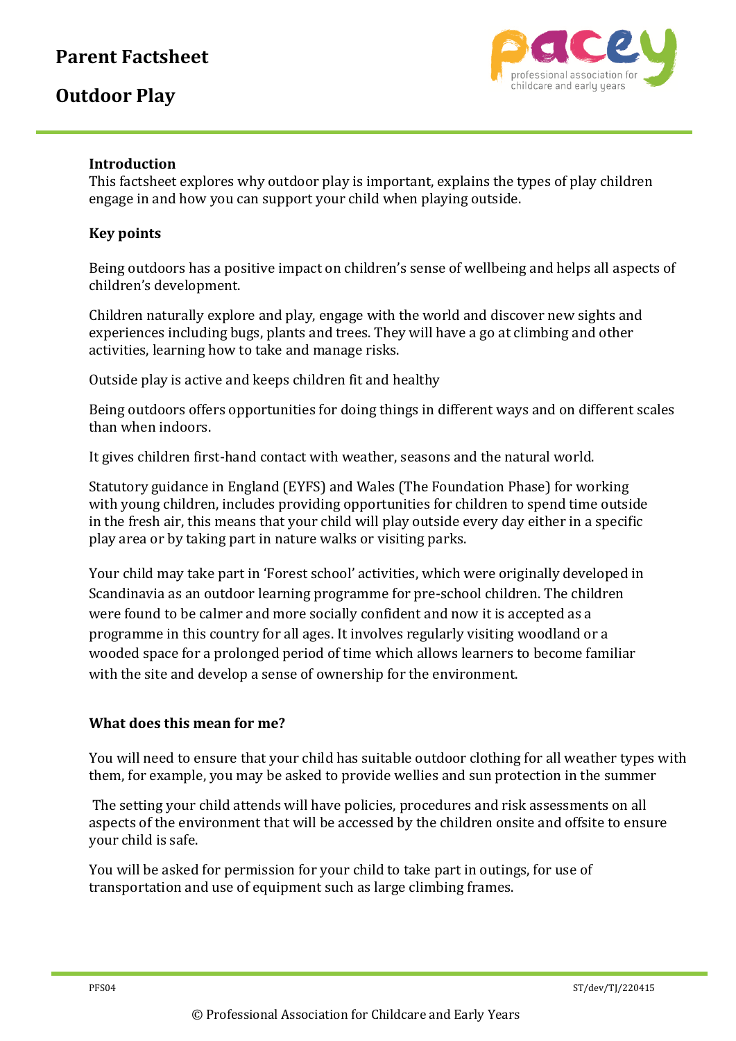# Parent Factsheet

## Outdoor Play

**Introduction**
This factsheet explores why outdoor play is important, explains the types of play children engage in and how you can support your child when playing outside.

**Key points**

Being outdoors has a positive impact on children's sense of wellbeing and helps all aspects of children's development.

Children naturally explore and play, engage with the world and discover new sights and experiences including bugs, plants and trees. They will have a go at climbing and other activities, learning how to take and manage risks.

Outside play is active and keeps children fit and healthy

Being outdoors offers opportunities for doing things in different ways and on different scales than when indoors.

It gives children first-hand contact with weather, seasons and the natural world.

Statutory guidance in England (EYFS) and Wales (The Foundation Phase) for working with young children, includes providing opportunities for children to spend time outside in the fresh air, this means that your child will play outside every day either in a specific play area or by taking part in nature walks or visiting parks.

Your child may take part in 'Forest school' activities, which were originally developed in Scandinavia as an outdoor learning programme for pre-school children. The children were found to be calmer and more socially confident and now it is accepted as a programme in this country for all ages. It involves regularly visiting woodland or a wooded space for a prolonged period of time which allows learners to become familiar with the site and develop a sense of ownership for the environment.

**What does this mean for me?**

You will need to ensure that your child has suitable outdoor clothing for all weather types with them, for example, you may be asked to provide wellies and sun protection in the summer

The setting your child attends will have policies, procedures and risk assessments on all aspects of the environment that will be accessed by the children onsite and offsite to ensure your child is safe.

You will be asked for permission for your child to take part in outings, for use of transportation and use of equipment such as large climbing frames.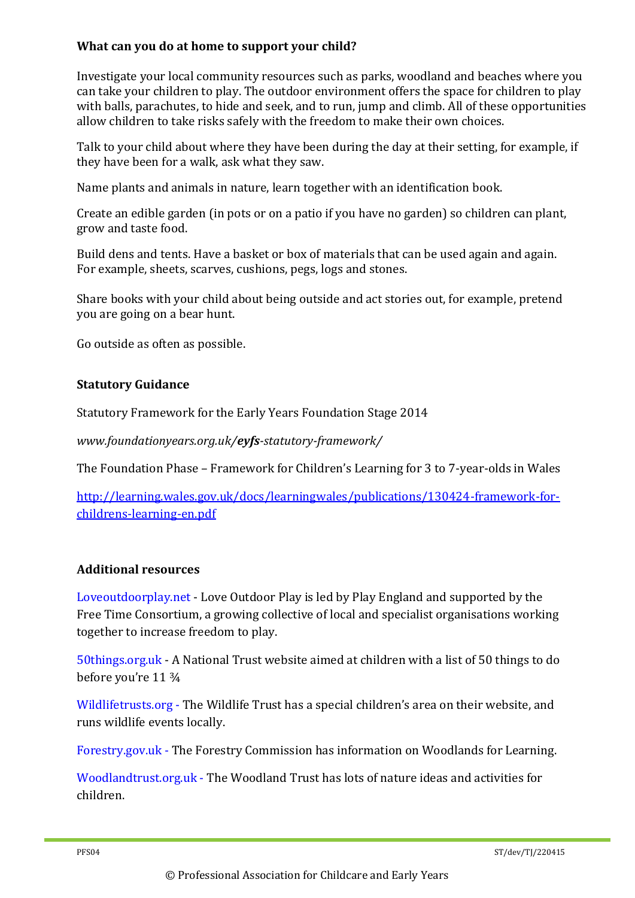**What can you do at home to support your child?**

Investigate your local community resources such as parks, woodland and beaches where you can take your children to play. The outdoor environment offers the space for children to play with balls, parachutes, to hide and seek, and to run, jump and climb. All of these opportunities allow children to take risks safely with the freedom to make their own choices.

Talk to your child about where they have been during the day at their setting, for example, if they have been for a walk, ask what they saw.

Name plants and animals in nature, learn together with an identification book.

Create an edible garden (in pots or on a patio if you have no garden) so children can plant, grow and taste food.

Build dens and tents. Have a basket or box of materials that can be used again and again. For example, sheets, scarves, cushions, pegs, logs and stones.

Share books with your child about being outside and act stories out, for example, pretend you are going on a bear hunt.

Go outside as often as possible.

**Statutory Guidance**

Statutory Framework for the Early Years Foundation Stage 2014

*www.foundationyears.org.uk/**eyfs**-statutory-framework/*

The Foundation Phase – Framework for Children's Learning for 3 to 7-year-olds in Wales

http://learning.wales.gov.uk/docs/learningwales/publications/130424-framework-for-childrens-learning-en.pdf

**Additional resources**

Loveoutdoorplay.net - Love Outdoor Play is led by Play England and supported by the Free Time Consortium, a growing collective of local and specialist organisations working together to increase freedom to play.

50things.org.uk - A National Trust website aimed at children with a list of 50 things to do before you're 11 ¾

Wildlifetrusts.org - The Wildlife Trust has a special children's area on their website, and runs wildlife events locally.

Forestry.gov.uk - The Forestry Commission has information on Woodlands for Learning.

Woodlandtrust.org.uk - The Woodland Trust has lots of nature ideas and activities for children.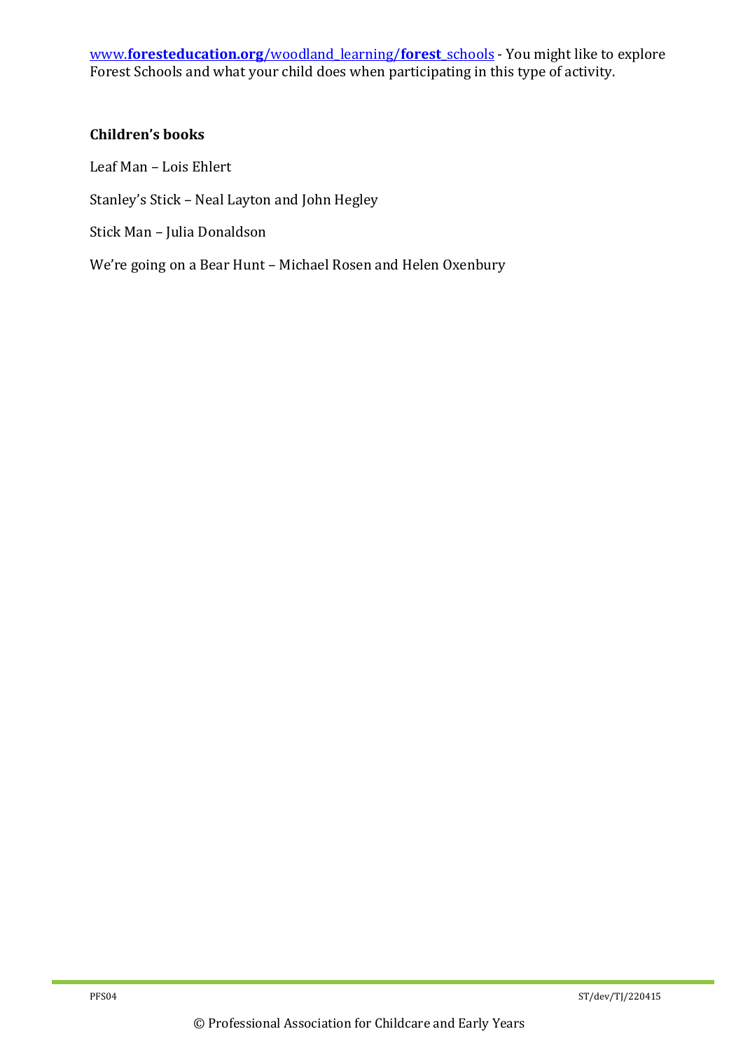[www.foresteducation.org/woodland_learning/forest_schools](http://www.foresteducation.org/woodland_learning/forest_schools) - You might like to explore Forest Schools and what your child does when participating in this type of activity.

**Children's books**

Leaf Man – Lois Ehlert

Stanley's Stick – Neal Layton and John Hegley

Stick Man – Julia Donaldson

We're going on a Bear Hunt – Michael Rosen and Helen Oxenbury